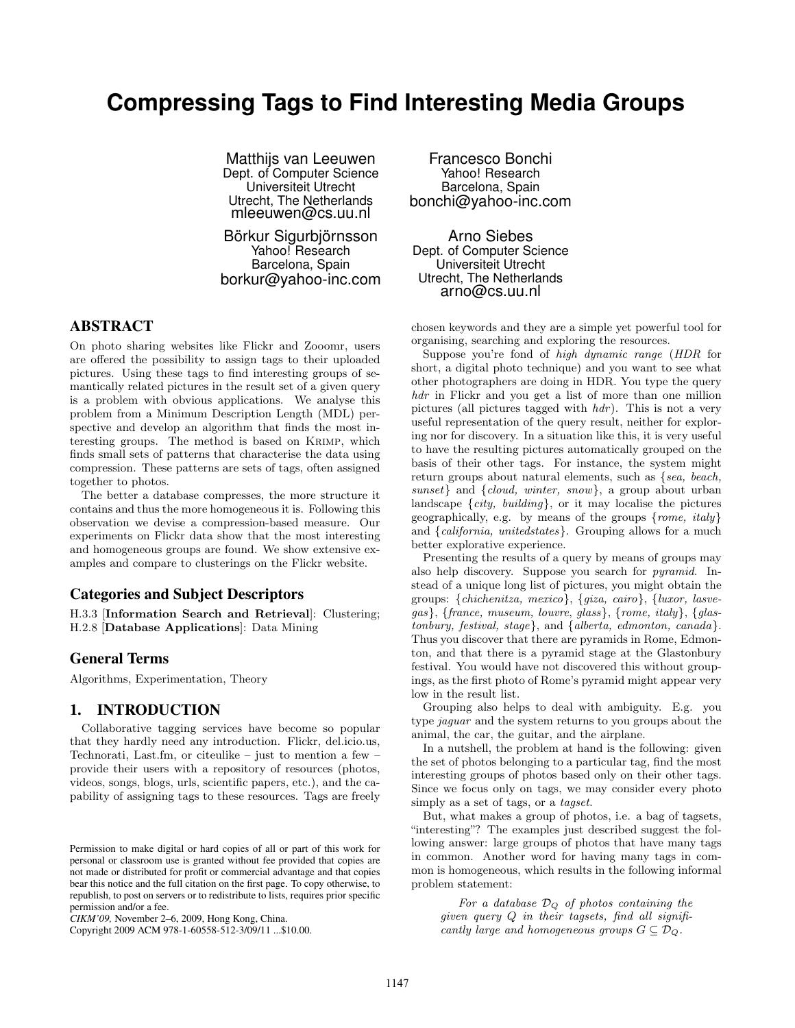# Compressing Tags to Find Interesting Media Groups

Matthijs van Leeuwen
Dept. of Computer Science
Universiteit Utrecht
Utrecht, The Netherlands
mleeuwen@cs.uu.nl

Francesco Bonchi
Yahoo! Research
Barcelona, Spain
bonchi@yahoo-inc.com

Börkur Sigurbjörnsson
Yahoo! Research
Barcelona, Spain
borkur@yahoo-inc.com

Arno Siebes
Dept. of Computer Science
Universiteit Utrecht
Utrecht, The Netherlands
arno@cs.uu.nl

## ABSTRACT

On photo sharing websites like Flickr and Zooomr, users are offered the possibility to assign tags to their uploaded pictures. Using these tags to find interesting groups of semantically related pictures in the result set of a given query is a problem with obvious applications. We analyse this problem from a Minimum Description Length (MDL) perspective and develop an algorithm that finds the most interesting groups. The method is based on KRIMP, which finds small sets of patterns that characterise the data using compression. These patterns are sets of tags, often assigned together to photos.

The better a database compresses, the more structure it contains and thus the more homogeneous it is. Following this observation we devise a compression-based measure. Our experiments on Flickr data show that the most interesting and homogeneous groups are found. We show extensive examples and compare to clusterings on the Flickr website.

### Categories and Subject Descriptors

H.3.3 [**Information Search and Retrieval**]: Clustering; H.2.8 [**Database Applications**]: Data Mining

### General Terms

Algorithms, Experimentation, Theory

## 1. INTRODUCTION

Collaborative tagging services have become so popular that they hardly need any introduction. Flickr, del.icio.us, Technorati, Last.fm, or citeulike – just to mention a few – provide their users with a repository of resources (photos, videos, songs, blogs, urls, scientific papers, etc.), and the capability of assigning tags to these resources. Tags are freely chosen keywords and they are a simple yet powerful tool for organising, searching and exploring the resources.

Suppose you're fond of *high dynamic range* (*HDR* for short, a digital photo technique) and you want to see what other photographers are doing in HDR. You type the query *hdr* in Flickr and you get a list of more than one million pictures (all pictures tagged with *hdr*). This is not a very useful representation of the query result, neither for exploring nor for discovery. In a situation like this, it is very useful to have the resulting pictures automatically grouped on the basis of their other tags. For instance, the system might return groups about natural elements, such as {*sea, beach, sunset*} and {*cloud, winter, snow*}, a group about urban landscape {*city, building*}, or it may localise the pictures geographically, e.g. by means of the groups {*rome, italy*} and {*california, unitedstates*}. Grouping allows for a much better explorative experience.

Presenting the results of a query by means of groups may also help discovery. Suppose you search for *pyramid*. Instead of a unique long list of pictures, you might obtain the groups: {*chichenitza, mexico*}, {*giza, cairo*}, {*luxor, lasvegas*}, {*france, museum, louvre, glass*}, {*rome, italy*}, {*glastonbury, festival, stage*}, and {*alberta, edmonton, canada*}. Thus you discover that there are pyramids in Rome, Edmonton, and that there is a pyramid stage at the Glastonbury festival. You would have not discovered this without groupings, as the first photo of Rome's pyramid might appear very low in the result list.

Grouping also helps to deal with ambiguity. E.g. you type *jaguar* and the system returns to you groups about the animal, the car, the guitar, and the airplane.

In a nutshell, the problem at hand is the following: given the set of photos belonging to a particular tag, find the most interesting groups of photos based only on their other tags. Since we focus only on tags, we may consider every photo simply as a set of tags, or a *tagset*.

But, what makes a group of photos, i.e. a bag of tagsets, "interesting"? The examples just described suggest the following answer: large groups of photos that have many tags in common. Another word for having many tags in common is homogeneous, which results in the following informal problem statement:

> *For a database $\mathcal{D}_Q$ of photos containing the given query $Q$ in their tagsets, find all significantly large and homogeneous groups $G \subseteq \mathcal{D}_Q$.*

Permission to make digital or hard copies of all or part of this work for personal or classroom use is granted without fee provided that copies are not made or distributed for profit or commercial advantage and that copies bear this notice and the full citation on the first page. To copy otherwise, to republish, to post on servers or to redistribute to lists, requires prior specific permission and/or a fee.
*CIKM'09,* November 2–6, 2009, Hong Kong, China.
Copyright 2009 ACM 978-1-60558-512-3/09/11 ...$10.00.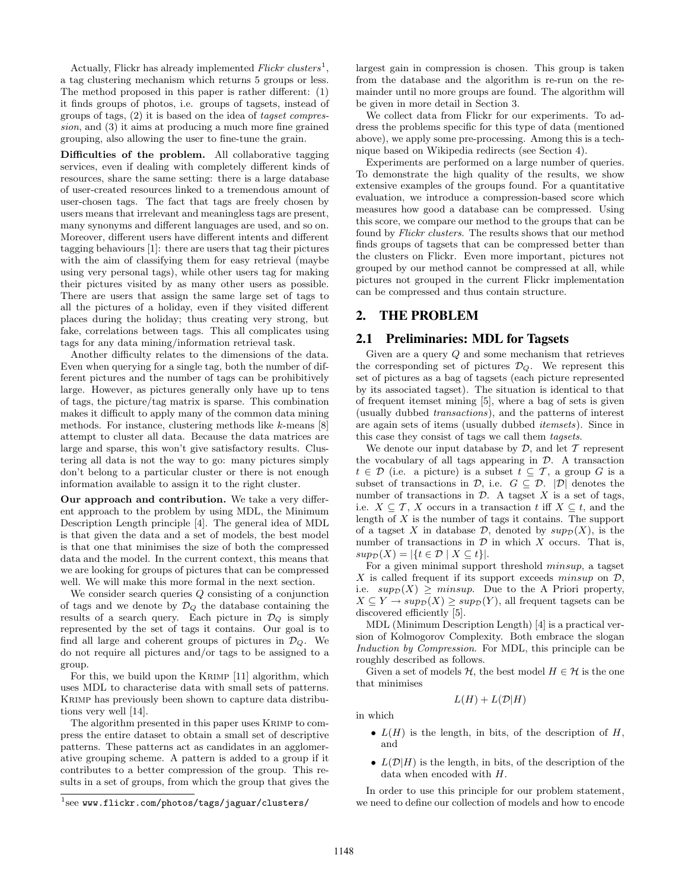Actually, Flickr has already implemented *Flickr clusters*[1], a tag clustering mechanism which returns 5 groups or less. The method proposed in this paper is rather different: (1) it finds groups of photos, i.e. groups of tagsets, instead of groups of tags, (2) it is based on the idea of *tagset compression*, and (3) it aims at producing a much more fine grained grouping, also allowing the user to fine-tune the grain.

**Difficulties of the problem.** All collaborative tagging services, even if dealing with completely different kinds of resources, share the same setting: there is a large database of user-created resources linked to a tremendous amount of user-chosen tags. The fact that tags are freely chosen by users means that irrelevant and meaningless tags are present, many synonyms and different languages are used, and so on. Moreover, different users have different intents and different tagging behaviours [1]: there are users that tag their pictures with the aim of classifying them for easy retrieval (maybe using very personal tags), while other users tag for making their pictures visited by as many other users as possible. There are users that assign the same large set of tags to all the pictures of a holiday, even if they visited different places during the holiday; thus creating very strong, but fake, correlations between tags. This all complicates using tags for any data mining/information retrieval task.

Another difficulty relates to the dimensions of the data. Even when querying for a single tag, both the number of different pictures and the number of tags can be prohibitively large. However, as pictures generally only have up to tens of tags, the picture/tag matrix is sparse. This combination makes it difficult to apply many of the common data mining methods. For instance, clustering methods like $k$-means [8] attempt to cluster all data. Because the data matrices are large and sparse, this won't give satisfactory results. Clustering all data is not the way to go: many pictures simply don't belong to a particular cluster or there is not enough information available to assign it to the right cluster.

**Our approach and contribution.** We take a very different approach to the problem by using MDL, the Minimum Description Length principle [4]. The general idea of MDL is that given the data and a set of models, the best model is that one that minimises the size of both the compressed data and the model. In the current context, this means that we are looking for groups of pictures that can be compressed well. We will make this more formal in the next section.

We consider search queries $Q$ consisting of a conjunction of tags and we denote by $\mathcal{D}_Q$ the database containing the results of a search query. Each picture in $\mathcal{D}_Q$ is simply represented by the set of tags it contains. Our goal is to find all large and coherent groups of pictures in $\mathcal{D}_Q$. We do not require all pictures and/or tags to be assigned to a group.

For this, we build upon the Krimp [11] algorithm, which uses MDL to characterise data with small sets of patterns. Krimp has previously been shown to capture data distributions very well [14].

The algorithm presented in this paper uses Krimp to compress the entire dataset to obtain a small set of descriptive patterns. These patterns act as candidates in an agglomerative grouping scheme. A pattern is added to a group if it contributes to a better compression of the group. This results in a set of groups, from which the group that gives the largest gain in compression is chosen. This group is taken from the database and the algorithm is re-run on the remainder until no more groups are found. The algorithm will be given in more detail in Section 3.

We collect data from Flickr for our experiments. To address the problems specific for this type of data (mentioned above), we apply some pre-processing. Among this is a technique based on Wikipedia redirects (see Section 4).

Experiments are performed on a large number of queries. To demonstrate the high quality of the results, we show extensive examples of the groups found. For a quantitative evaluation, we introduce a compression-based score which measures how good a database can be compressed. Using this score, we compare our method to the groups that can be found by *Flickr clusters*. The results shows that our method finds groups of tagsets that can be compressed better than the clusters on Flickr. Even more important, pictures not grouped by our method cannot be compressed at all, while pictures not grouped in the current Flickr implementation can be compressed and thus contain structure.

## 2. THE PROBLEM

### 2.1 Preliminaries: MDL for Tagsets

Given are a query $Q$ and some mechanism that retrieves the corresponding set of pictures $\mathcal{D}_Q$. We represent this set of pictures as a bag of tagsets (each picture represented by its associated tagset). The situation is identical to that of frequent itemset mining [5], where a bag of sets is given (usually dubbed *transactions*), and the patterns of interest are again sets of items (usually dubbed *itemsets*). Since in this case they consist of tags we call them *tagsets*.

We denote our input database by $\mathcal{D}$, and let $\mathcal{T}$ represent the vocabulary of all tags appearing in $\mathcal{D}$. A transaction $t \in \mathcal{D}$ (i.e. a picture) is a subset $t \subseteq \mathcal{T}$, a group $G$ is a subset of transactions in $\mathcal{D}$, i.e. $G \subseteq \mathcal{D}$. $|\mathcal{D}|$ denotes the number of transactions in $\mathcal{D}$. A tagset $X$ is a set of tags, i.e. $X \subseteq \mathcal{T}$, $X$ occurs in a transaction $t$ iff $X \subseteq t$, and the length of $X$ is the number of tags it contains. The support of a tagset $X$ in database $\mathcal{D}$, denoted by $sup_{\mathcal{D}}(X)$, is the number of transactions in $\mathcal{D}$ in which $X$ occurs. That is, $sup_{\mathcal{D}}(X) = |\{t \in \mathcal{D} \mid X \subseteq t\}|$.

For a given minimal support threshold $minsup$, a tagset $X$ is called frequent if its support exceeds $minsup$ on $\mathcal{D}$, i.e. $sup_{\mathcal{D}}(X) \geq minsup$. Due to the A Priori property, $X \subseteq Y \rightarrow sup_{\mathcal{D}}(X) \geq sup_{\mathcal{D}}(Y)$, all frequent tagsets can be discovered efficiently [5].

MDL (Minimum Description Length) [4] is a practical version of Kolmogorov Complexity. Both embrace the slogan *Induction by Compression*. For MDL, this principle can be roughly described as follows.

Given a set of models $\mathcal{H}$, the best model $H \in \mathcal{H}$ is the one that minimises

$$L(H) + L(\mathcal{D}|H)$$

in which

- $L(H)$ is the length, in bits, of the description of $H$, and
- $L(\mathcal{D}|H)$ is the length, in bits, of the description of the data when encoded with $H$.

In order to use this principle for our problem statement, we need to define our collection of models and how to encode

[1] see www.flickr.com/photos/tags/jaguar/clusters/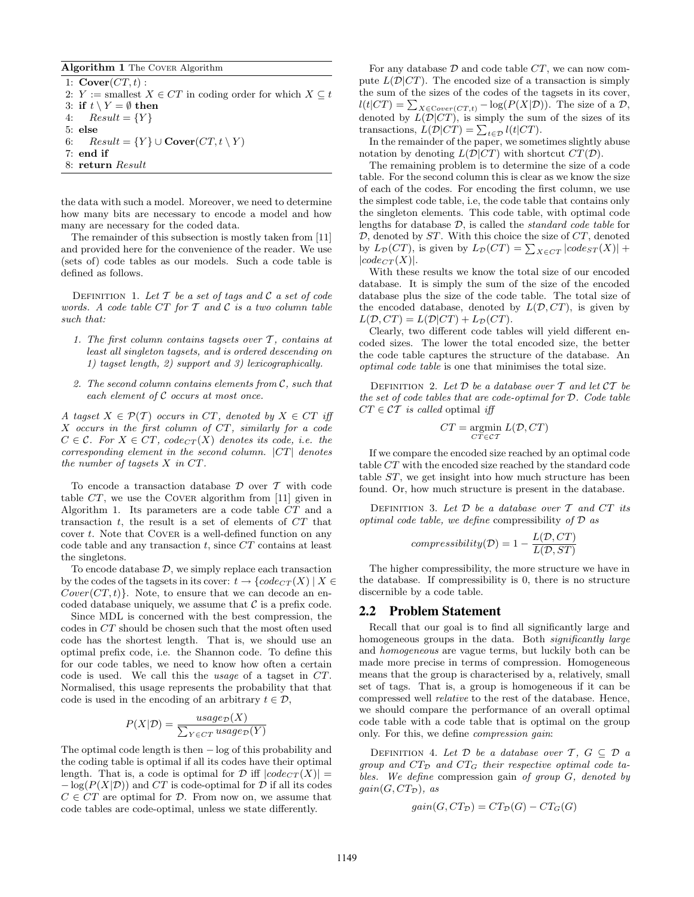**Algorithm 1** The COVER Algorithm

```
1: Cover(CT, t) :
2: Y := smallest X ∈ CT in coding order for which X ⊆ t
3: if t \ Y = ∅ then
4:     Result = {Y}
5: else
6:     Result = {Y} ∪ Cover(CT, t \ Y)
7: end if
8: return Result
```

the data with such a model. Moreover, we need to determine how many bits are necessary to encode a model and how many are necessary for the coded data.

The remainder of this subsection is mostly taken from [11] and provided here for the convenience of the reader. We use (sets of) code tables as our models. Such a code table is defined as follows.

DEFINITION 1. *Let $\mathcal{T}$ be a set of tags and $\mathcal{C}$ a set of code words. A code table $CT$ for $\mathcal{T}$ and $\mathcal{C}$ is a two column table such that:*

1. *The first column contains tagsets over $\mathcal{T}$, contains at least all singleton tagsets, and is ordered descending on 1) tagset length, 2) support and 3) lexicographically.*
2. *The second column contains elements from $\mathcal{C}$, such that each element of $\mathcal{C}$ occurs at most once.*

*A tagset $X \in \mathcal{P}(\mathcal{T})$ occurs in $CT$, denoted by $X \in CT$ iff $X$ occurs in the first column of $CT$, similarly for a code $C \in \mathcal{C}$. For $X \in CT$, $code_{CT}(X)$ denotes its code, i.e. the corresponding element in the second column. $|CT|$ denotes the number of tagsets $X$ in $CT$.*

To encode a transaction database $\mathcal{D}$ over $\mathcal{T}$ with code table $CT$, we use the COVER algorithm from [11] given in Algorithm 1. Its parameters are a code table $CT$ and a transaction $t$, the result is a set of elements of $CT$ that cover $t$. Note that COVER is a well-defined function on any code table and any transaction $t$, since $CT$ contains at least the singletons.

To encode database $\mathcal{D}$, we simply replace each transaction by the codes of the tagsets in its cover: $t \to \{code_{CT}(X) \mid X \in Cover(CT, t)\}$. Note, to ensure that we can decode an encoded database uniquely, we assume that $\mathcal{C}$ is a prefix code.

Since MDL is concerned with the best compression, the codes in $CT$ should be chosen such that the most often used code has the shortest length. That is, we should use an optimal prefix code, i.e. the Shannon code. To define this for our code tables, we need to know how often a certain code is used. We call this the *usage* of a tagset in $CT$. Normalised, this usage represents the probability that that code is used in the encoding of an arbitrary $t \in \mathcal{D}$,

$$P(X|\mathcal{D}) = \frac{usage_{\mathcal{D}}(X)}{\sum_{Y \in CT} usage_{\mathcal{D}}(Y)}$$

The optimal code length is then $-\log$ of this probability and the coding table is optimal if all its codes have their optimal length. That is, a code is optimal for $\mathcal{D}$ iff $|code_{CT}(X)| = -\log(P(X|\mathcal{D}))$ and $CT$ is code-optimal for $\mathcal{D}$ if all its codes $C \in CT$ are optimal for $\mathcal{D}$. From now on, we assume that code tables are code-optimal, unless we state differently.

For any database $\mathcal{D}$ and code table $CT$, we can now compute $L(\mathcal{D}|CT)$. The encoded size of a transaction is simply the sum of the sizes of the codes of the tagsets in its cover, $l(t|CT) = \sum_{X \in Cover(CT,t)} -\log(P(X|\mathcal{D}))$. The size of a $\mathcal{D}$, denoted by $L(\mathcal{D}|CT)$, is simply the sum of the sizes of its transactions, $L(\mathcal{D}|CT) = \sum_{t \in \mathcal{D}} l(t|CT)$.

In the remainder of the paper, we sometimes slightly abuse notation by denoting $L(\mathcal{D}|CT)$ with shortcut $CT(\mathcal{D})$.

The remaining problem is to determine the size of a code table. For the second column this is clear as we know the size of each of the codes. For encoding the first column, we use the simplest code table, i.e, the code table that contains only the singleton elements. This code table, with optimal code lengths for database $\mathcal{D}$, is called the *standard code table* for $\mathcal{D}$, denoted by $ST$. With this choice the size of $CT$, denoted by $L_{\mathcal{D}}(CT)$, is given by $L_{\mathcal{D}}(CT) = \sum_{X \in CT} |code_{ST}(X)| + |code_{CT}(X)|$.

With these results we know the total size of our encoded database. It is simply the sum of the size of the encoded database plus the size of the code table. The total size of the encoded database, denoted by $L(\mathcal{D}, CT)$, is given by $L(\mathcal{D}, CT) = L(\mathcal{D}|CT) + L_{\mathcal{D}}(CT)$.

Clearly, two different code tables will yield different encoded sizes. The lower the total encoded size, the better the code table captures the structure of the database. An *optimal code table* is one that minimises the total size.

DEFINITION 2. *Let $\mathcal{D}$ be a database over $\mathcal{T}$ and let $\mathcal{CT}$ be the set of code tables that are code-optimal for $\mathcal{D}$. Code table $CT \in \mathcal{CT}$ is called* optimal *iff*

$$CT = \operatorname*{argmin}_{CT \in \mathcal{CT}} L(\mathcal{D}, CT)$$

If we compare the encoded size reached by an optimal code table $CT$ with the encoded size reached by the standard code table $ST$, we get insight into how much structure has been found. Or, how much structure is present in the database.

DEFINITION 3. *Let $\mathcal{D}$ be a database over $\mathcal{T}$ and $CT$ its optimal code table, we define* compressibility *of $\mathcal{D}$ as*

$$compressibility(\mathcal{D}) = 1 - \frac{L(\mathcal{D}, CT)}{L(\mathcal{D}, ST)}$$

The higher compressibility, the more structure we have in the database. If compressibility is 0, there is no structure discernible by a code table.

## 2.2 Problem Statement

Recall that our goal is to find all significantly large and homogeneous groups in the data. Both *significantly large* and *homogeneous* are vague terms, but luckily both can be made more precise in terms of compression. Homogeneous means that the group is characterised by a, relatively, small set of tags. That is, a group is homogeneous if it can be compressed well *relative* to the rest of the database. Hence, we should compare the performance of an overall optimal code table with a code table that is optimal on the group only. For this, we define *compression gain*:

DEFINITION 4. *Let $\mathcal{D}$ be a database over $\mathcal{T}$, $G \subseteq \mathcal{D}$ a group and $CT_{\mathcal{D}}$ and $CT_G$ their respective optimal code tables. We define* compression gain *of group $G$, denoted by $gain(G, CT_{\mathcal{D}})$, as*

$$gain(G, CT_{\mathcal{D}}) = CT_{\mathcal{D}}(G) - CT_G(G)$$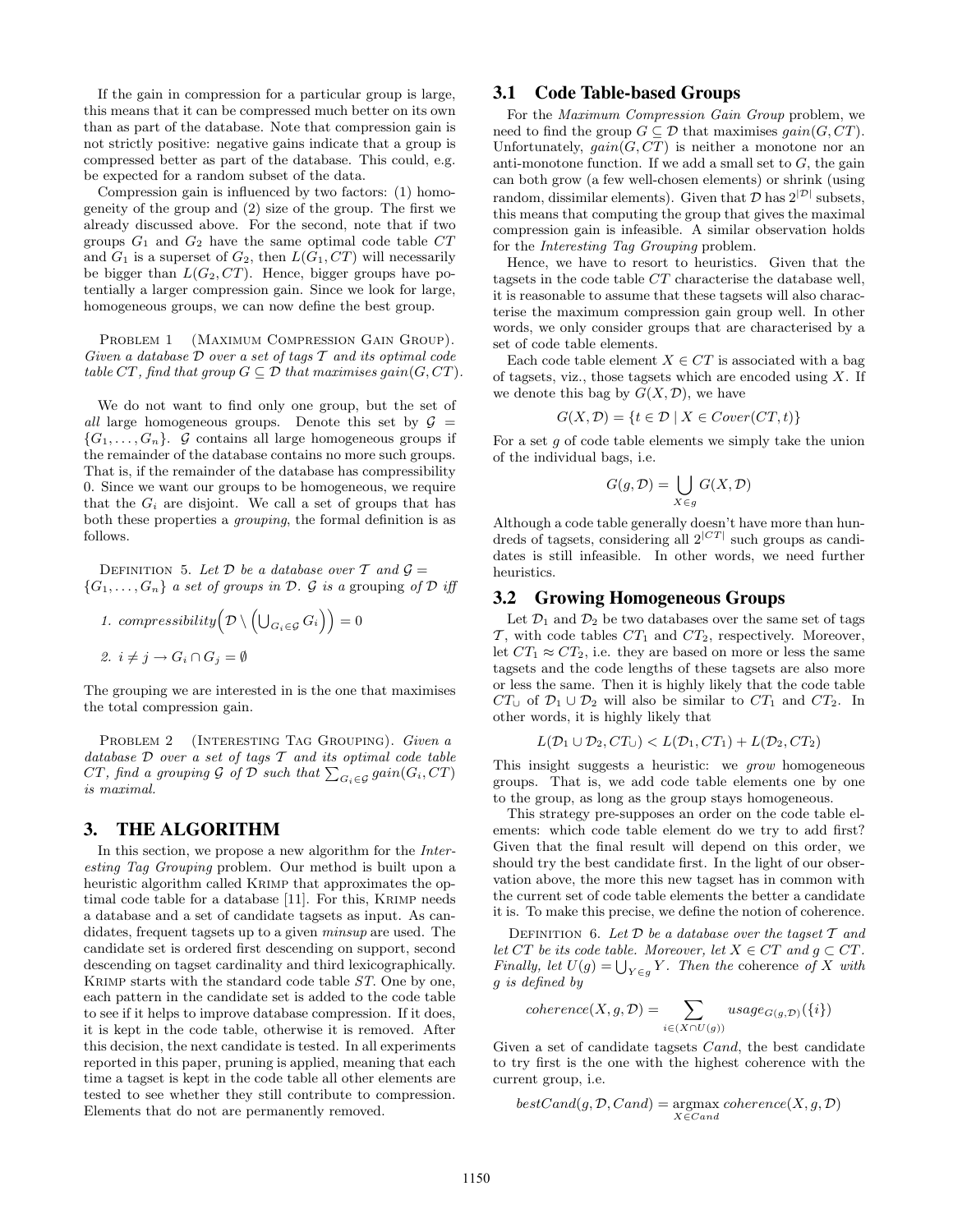If the gain in compression for a particular group is large, this means that it can be compressed much better on its own than as part of the database. Note that compression gain is not strictly positive: negative gains indicate that a group is compressed better as part of the database. This could, e.g. be expected for a random subset of the data.

Compression gain is influenced by two factors: (1) homogeneity of the group and (2) size of the group. The first we already discussed above. For the second, note that if two groups $G_1$ and $G_2$ have the same optimal code table $CT$ and $G_1$ is a superset of $G_2$, then $L(G_1, CT)$ will necessarily be bigger than $L(G_2, CT)$. Hence, bigger groups have potentially a larger compression gain. Since we look for large, homogeneous groups, we can now define the best group.

Problem 1 (Maximum Compression Gain Group). *Given a database $\mathcal{D}$ over a set of tags $\mathcal{T}$ and its optimal code table $CT$, find that group $G \subseteq \mathcal{D}$ that maximises $gain(G, CT)$.*

We do not want to find only one group, but the set of *all* large homogeneous groups. Denote this set by $\mathcal{G} = \{G_1, \ldots, G_n\}$. $\mathcal{G}$ contains all large homogeneous groups if the remainder of the database contains no more such groups. That is, if the remainder of the database has compressibility 0. Since we want our groups to be homogeneous, we require that the $G_i$ are disjoint. We call a set of groups that has both these properties a *grouping*, the formal definition is as follows.

Definition 5. *Let $\mathcal{D}$ be a database over $\mathcal{T}$ and $\mathcal{G} = \{G_1, \ldots, G_n\}$ a set of groups in $\mathcal{D}$. $\mathcal{G}$ is a* grouping *of $\mathcal{D}$ iff*

1. *$compressibility\Big(\mathcal{D} \setminus \Big(\bigcup_{G_i \in \mathcal{G}} G_i\Big)\Big) = 0$*
2. *$i \neq j \rightarrow G_i \cap G_j = \emptyset$*

The grouping we are interested in is the one that maximises the total compression gain.

Problem 2 (Interesting Tag Grouping). *Given a database $\mathcal{D}$ over a set of tags $\mathcal{T}$ and its optimal code table $CT$, find a grouping $\mathcal{G}$ of $\mathcal{D}$ such that $\sum_{G_i \in \mathcal{G}} gain(G_i, CT)$ is maximal.*

# 3. THE ALGORITHM

In this section, we propose a new algorithm for the *Interesting Tag Grouping* problem. Our method is built upon a heuristic algorithm called Krimp that approximates the optimal code table for a database [11]. For this, Krimp needs a database and a set of candidate tagsets as input. As candidates, frequent tagsets up to a given *minsup* are used. The candidate set is ordered first descending on support, second descending on tagset cardinality and third lexicographically. Krimp starts with the standard code table $ST$. One by one, each pattern in the candidate set is added to the code table to see if it helps to improve database compression. If it does, it is kept in the code table, otherwise it is removed. After this decision, the next candidate is tested. In all experiments reported in this paper, pruning is applied, meaning that each time a tagset is kept in the code table all other elements are tested to see whether they still contribute to compression. Elements that do not are permanently removed.

## 3.1 Code Table-based Groups

For the *Maximum Compression Gain Group* problem, we need to find the group $G \subseteq \mathcal{D}$ that maximises $gain(G, CT)$. Unfortunately, $gain(G, CT)$ is neither a monotone nor an anti-monotone function. If we add a small set to $G$, the gain can both grow (a few well-chosen elements) or shrink (using random, dissimilar elements). Given that $\mathcal{D}$ has $2^{|\mathcal{D}|}$ subsets, this means that computing the group that gives the maximal compression gain is infeasible. A similar observation holds for the *Interesting Tag Grouping* problem.

Hence, we have to resort to heuristics. Given that the tagsets in the code table $CT$ characterise the database well, it is reasonable to assume that these tagsets will also characterise the maximum compression gain group well. In other words, we only consider groups that are characterised by a set of code table elements.

Each code table element $X \in CT$ is associated with a bag of tagsets, viz., those tagsets which are encoded using $X$. If we denote this bag by $G(X, \mathcal{D})$, we have

$$G(X, \mathcal{D}) = \{t \in \mathcal{D} \mid X \in Cover(CT, t)\}$$

For a set $g$ of code table elements we simply take the union of the individual bags, i.e.

$$G(g, \mathcal{D}) = \bigcup_{X \in g} G(X, \mathcal{D})$$

Although a code table generally doesn't have more than hundreds of tagsets, considering all $2^{|CT|}$ such groups as candidates is still infeasible. In other words, we need further heuristics.

## 3.2 Growing Homogeneous Groups

Let $\mathcal{D}_1$ and $\mathcal{D}_2$ be two databases over the same set of tags $\mathcal{T}$, with code tables $CT_1$ and $CT_2$, respectively. Moreover, let $CT_1 \approx CT_2$, i.e. they are based on more or less the same tagsets and the code lengths of these tagsets are also more or less the same. Then it is highly likely that the code table $CT_\cup$ of $\mathcal{D}_1 \cup \mathcal{D}_2$ will also be similar to $CT_1$ and $CT_2$. In other words, it is highly likely that

$$L(\mathcal{D}_1 \cup \mathcal{D}_2, CT_\cup) < L(\mathcal{D}_1, CT_1) + L(\mathcal{D}_2, CT_2)$$

This insight suggests a heuristic: we *grow* homogeneous groups. That is, we add code table elements one by one to the group, as long as the group stays homogeneous.

This strategy pre-supposes an order on the code table elements: which code table element do we try to add first? Given that the final result will depend on this order, we should try the best candidate first. In the light of our observation above, the more this new tagset has in common with the current set of code table elements the better a candidate it is. To make this precise, we define the notion of coherence.

Definition 6. *Let $\mathcal{D}$ be a database over the tagset $\mathcal{T}$ and let $CT$ be its code table. Moreover, let $X \in CT$ and $g \subset CT$. Finally, let $U(g) = \bigcup_{Y \in g} Y$. Then the* coherence *of $X$ with $g$ is defined by*

$$coherence(X, g, \mathcal{D}) = \sum_{i \in (X \cap U(g))} usage_{G(g,\mathcal{D})}(\{i\})$$

Given a set of candidate tagsets $Cand$, the best candidate to try first is the one with the highest coherence with the current group, i.e.

$$bestCand(g, \mathcal{D}, Cand) = \underset{X \in Cand}{\operatorname{argmax}}\, coherence(X, g, \mathcal{D})$$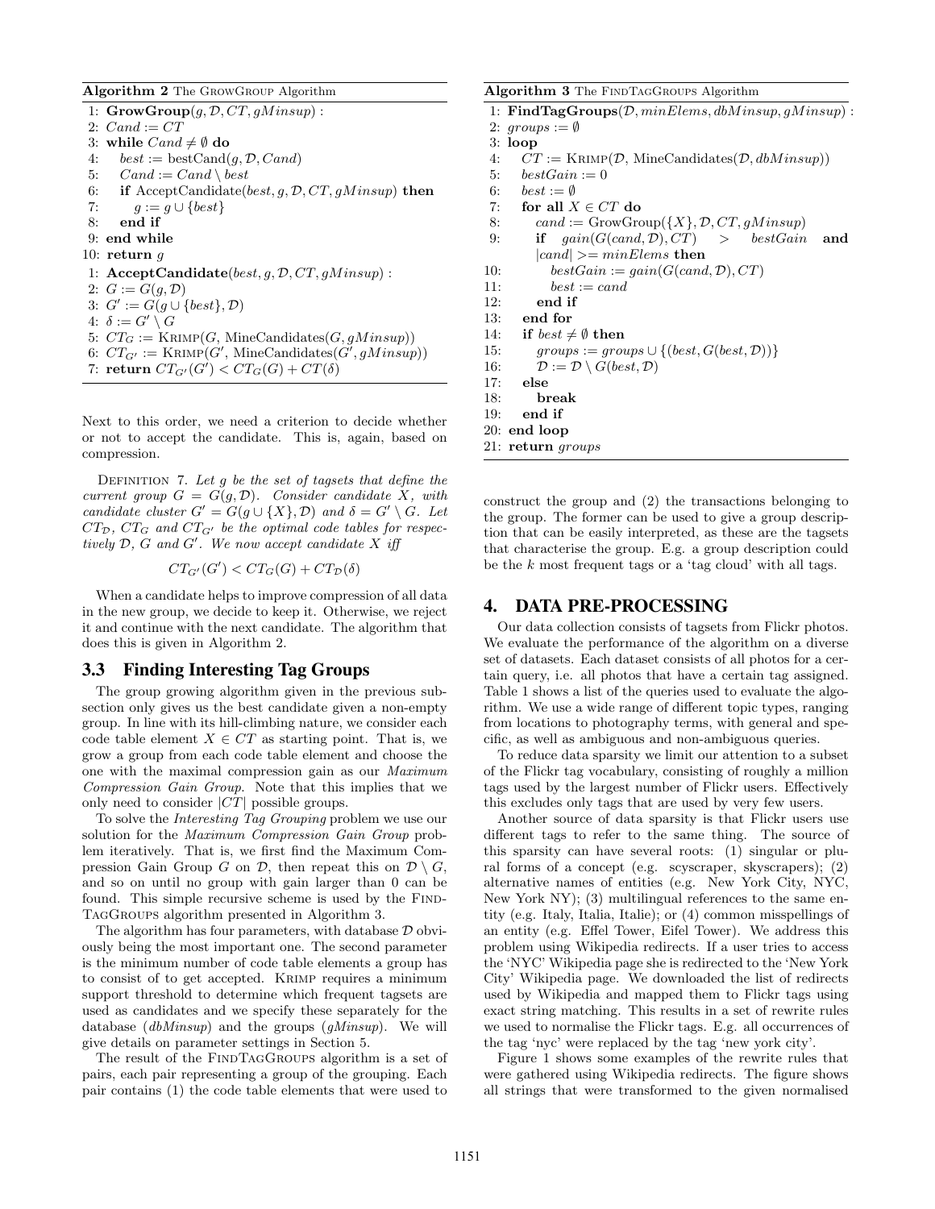**Algorithm 2** The GrowGroup Algorithm

```
1: GrowGroup(g, D, CT, gMinsup) :
2: Cand := CT
3: while Cand ≠ ∅ do
4:    best := bestCand(g, D, Cand)
5:    Cand := Cand \ best
6:    if AcceptCandidate(best, g, D, CT, gMinsup) then
7:       g := g ∪ {best}
8:    end if
9: end while
10: return g
1: AcceptCandidate(best, g, D, CT, gMinsup) :
2: G := G(g, D)
3: G' := G(g ∪ {best}, D)
4: δ := G' \ G
5: CT_G := Krimp(G, MineCandidates(G, gMinsup))
6: CT_G' := Krimp(G', MineCandidates(G', gMinsup))
7: return CT_G'(G') < CT_G(G) + CT(δ)
```

Next to this order, we need a criterion to decide whether or not to accept the candidate. This is, again, based on compression.

Definition 7. *Let $g$ be the set of tagsets that define the current group $G = G(g, \mathcal{D})$. Consider candidate $X$, with candidate cluster $G' = G(g \cup \{X\}, \mathcal{D})$ and $\delta = G' \setminus G$. Let $CT_{\mathcal{D}}$, $CT_G$ and $CT_{G'}$ be the optimal code tables for respectively $\mathcal{D}$, $G$ and $G'$. We now accept candidate $X$ iff*

$$CT_{G'}(G') < CT_G(G) + CT_{\mathcal{D}}(\delta)$$

When a candidate helps to improve compression of all data in the new group, we decide to keep it. Otherwise, we reject it and continue with the next candidate. The algorithm that does this is given in Algorithm 2.

### 3.3 Finding Interesting Tag Groups

The group growing algorithm given in the previous subsection only gives us the best candidate given a non-empty group. In line with its hill-climbing nature, we consider each code table element $X \in CT$ as starting point. That is, we grow a group from each code table element and choose the one with the maximal compression gain as our *Maximum Compression Gain Group*. Note that this implies that we only need to consider $|CT|$ possible groups.

To solve the *Interesting Tag Grouping* problem we use our solution for the *Maximum Compression Gain Group* problem iteratively. That is, we first find the Maximum Compression Gain Group $G$ on $\mathcal{D}$, then repeat this on $\mathcal{D} \setminus G$, and so on until no group with gain larger than 0 can be found. This simple recursive scheme is used by the FindTagGroups algorithm presented in Algorithm 3.

The algorithm has four parameters, with database $\mathcal{D}$ obviously being the most important one. The second parameter is the minimum number of code table elements a group has to consist of to get accepted. Krimp requires a minimum support threshold to determine which frequent tagsets are used as candidates and we specify these separately for the database (*dbMinsup*) and the groups (*gMinsup*). We will give details on parameter settings in Section 5.

The result of the FindTagGroups algorithm is a set of pairs, each pair representing a group of the grouping. Each pair contains (1) the code table elements that were used to construct the group and (2) the transactions belonging to the group. The former can be used to give a group description that can be easily interpreted, as these are the tagsets that characterise the group. E.g. a group description could be the $k$ most frequent tags or a 'tag cloud' with all tags.

**Algorithm 3** The FindTagGroups Algorithm

```
1: FindTagGroups(D, minElems, dbMinsup, gMinsup) :
2: groups := ∅
3: loop
4:    CT := Krimp(D, MineCandidates(D, dbMinsup))
5:    bestGain := 0
6:    best := ∅
7:    for all X ∈ CT do
8:       cand := GrowGroup({X}, D, CT, gMinsup)
9:       if gain(G(cand, D), CT) > bestGain and
         |cand| >= minElems then
10:         bestGain := gain(G(cand, D), CT)
11:         best := cand
12:      end if
13:   end for
14:   if best ≠ ∅ then
15:      groups := groups ∪ {(best, G(best, D))}
16:      D := D \ G(best, D)
17:   else
18:      break
19:   end if
20: end loop
21: return groups
```

## 4. DATA PRE-PROCESSING

Our data collection consists of tagsets from Flickr photos. We evaluate the performance of the algorithm on a diverse set of datasets. Each dataset consists of all photos for a certain query, i.e. all photos that have a certain tag assigned. Table 1 shows a list of the queries used to evaluate the algorithm. We use a wide range of different topic types, ranging from locations to photography terms, with general and specific, as well as ambiguous and non-ambiguous queries.

To reduce data sparsity we limit our attention to a subset of the Flickr tag vocabulary, consisting of roughly a million tags used by the largest number of Flickr users. Effectively this excludes only tags that are used by very few users.

Another source of data sparsity is that Flickr users use different tags to refer to the same thing. The source of this sparsity can have several roots: (1) singular or plural forms of a concept (e.g. scyscraper, skyscrapers); (2) alternative names of entities (e.g. New York City, NYC, New York NY); (3) multilingual references to the same entity (e.g. Italy, Italia, Italie); or (4) common misspellings of an entity (e.g. Effel Tower, Eifel Tower). We address this problem using Wikipedia redirects. If a user tries to access the 'NYC' Wikipedia page she is redirected to the 'New York City' Wikipedia page. We downloaded the list of redirects used by Wikipedia and mapped them to Flickr tags using exact string matching. This results in a set of rewrite rules we used to normalise the Flickr tags. E.g. all occurrences of the tag 'nyc' were replaced by the tag 'new york city'.

Figure 1 shows some examples of the rewrite rules that were gathered using Wikipedia redirects. The figure shows all strings that were transformed to the given normalised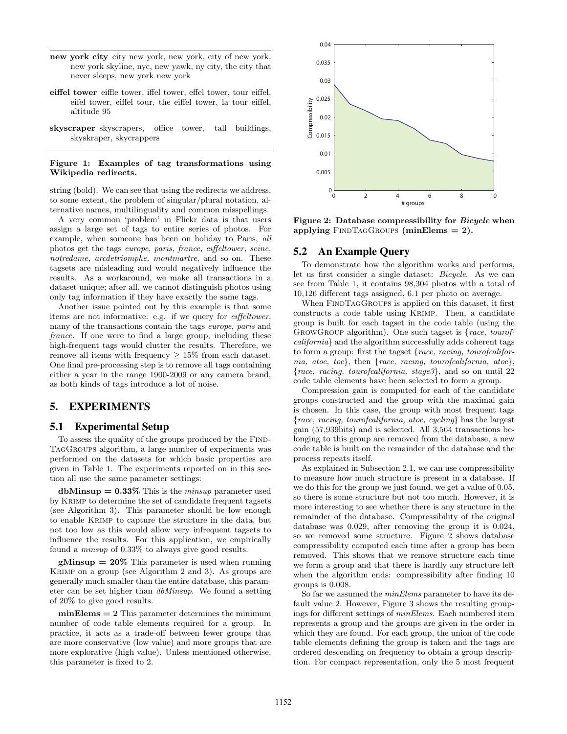**new york city** city new york, new york, city of new york, new york skyline, nyc, new yawk, ny city, the city that never sleeps, new york new york

**eiffel tower** eiffle tower, iffel tower, effel tower, tour eiffel, eifel tower, eiffel tour, the eiffel tower, la tour eiffel, altitude 95

**skyscraper** skyscrapers, office tower, tall buildings, skyskraper, skycrappers

**Figure 1: Examples of tag transformations using Wikipedia redirects.**

string (bold). We can see that using the redirects we address, to some extent, the problem of singular/plural notation, alternative names, multilinguality and common misspellings.

A very common 'problem' in Flickr data is that users assign a large set of tags to entire series of photos. For example, when someone has been on holiday to Paris, *all* photos get the tags *europe, paris, france, eiffeltower, seine, notredame, arcdetriomphe, montmartre*, and so on. These tagsets are misleading and would negatively influence the results. As a workaround, we make all transactions in a dataset unique; after all, we cannot distinguish photos using only tag information if they have exactly the same tags.

Another issue pointed out by this example is that some items are not informative: e.g. if we query for *eiffeltower*, many of the transactions contain the tags *europe*, *paris* and *france*. If one were to find a large group, including these high-frequent tags would clutter the results. Therefore, we remove all items with frequency $\geq 15\%$ from each dataset. One final pre-processing step is to remove all tags containing either a year in the range 1900-2009 or any camera brand, as both kinds of tags introduce a lot of noise.

# 5. EXPERIMENTS

## 5.1 Experimental Setup

To assess the quality of the groups produced by the FindTagGroups algorithm, a large number of experiments was performed on the datasets for which basic properties are given in Table 1. The experiments reported on in this section all use the same parameter settings:

**dbMinsup = 0.33%** This is the *minsup* parameter used by Krimp to determine the set of candidate frequent tagsets (see Algorithm 3). This parameter should be low enough to enable Krimp to capture the structure in the data, but not too low as this would allow very infrequent tagsets to influence the results. For this application, we empirically found a *minsup* of 0.33% to always give good results.

**gMinsup = 20%** This parameter is used when running Krimp on a group (see Algorithm 2 and 3). As groups are generally much smaller than the entire database, this parameter can be set higher than *dbMinsup*. We found a setting of 20% to give good results.

**minElems = 2** This parameter determines the minimum number of code table elements required for a group. In practice, it acts as a trade-off between fewer groups that are more conservative (low value) and more groups that are more explorative (high value). Unless mentioned otherwise, this parameter is fixed to 2.

**Figure 2: Database compressibility for *Bicycle* when applying FindTagGroups (minElems = 2).**

## 5.2 An Example Query

To demonstrate how the algorithm works and performs, let us first consider a single dataset: *Bicycle*. As we can see from Table 1, it contains 98,304 photos with a total of 10,126 different tags assigned, 6.1 per photo on average.

When FindTagGroups is applied on this dataset, it first constructs a code table using Krimp. Then, a candidate group is built for each tagset in the code table (using the GrowGroup algorithm). One such tagset is {*race, tourofcalifornia*} and the algorithm successfully adds coherent tags to form a group: first the tagset {*race, racing, tourofcalifornia, atoc, toc*}, then {*race, racing, tourofcalifornia, atoc*}, {*race, racing, tourofcalifornia, stage3*}, and so on until 22 code table elements have been selected to form a group.

Compression gain is computed for each of the candidate groups constructed and the group with the maximal gain is chosen. In this case, the group with most frequent tags {*race, racing, tourofcalifornia, atoc, cycling*} has the largest gain (57,939bits) and is selected. All 3,564 transactions belonging to this group are removed from the database, a new code table is built on the remainder of the database and the process repeats itself.

As explained in Subsection 2.1, we can use compressibility to measure how much structure is present in a database. If we do this for the group we just found, we get a value of 0.05, so there is some structure but not too much. However, it is more interesting to see whether there is any structure in the remainder of the database. Compressibility of the original database was 0.029, after removing the group it is 0.024, so we removed some structure. Figure 2 shows database compressibility computed each time after a group has been removed. This shows that we remove structure each time we form a group and that there is hardly any structure left when the algorithm ends: compressibility after finding 10 groups is 0.008.

So far we assumed the *minElems* parameter to have its default value 2. However, Figure 3 shows the resulting groupings for different settings of *minElems*. Each numbered item represents a group and the groups are given in the order in which they are found. For each group, the union of the code table elements defining the group is taken and the tags are ordered descending on frequency to obtain a group description. For compact representation, only the 5 most frequent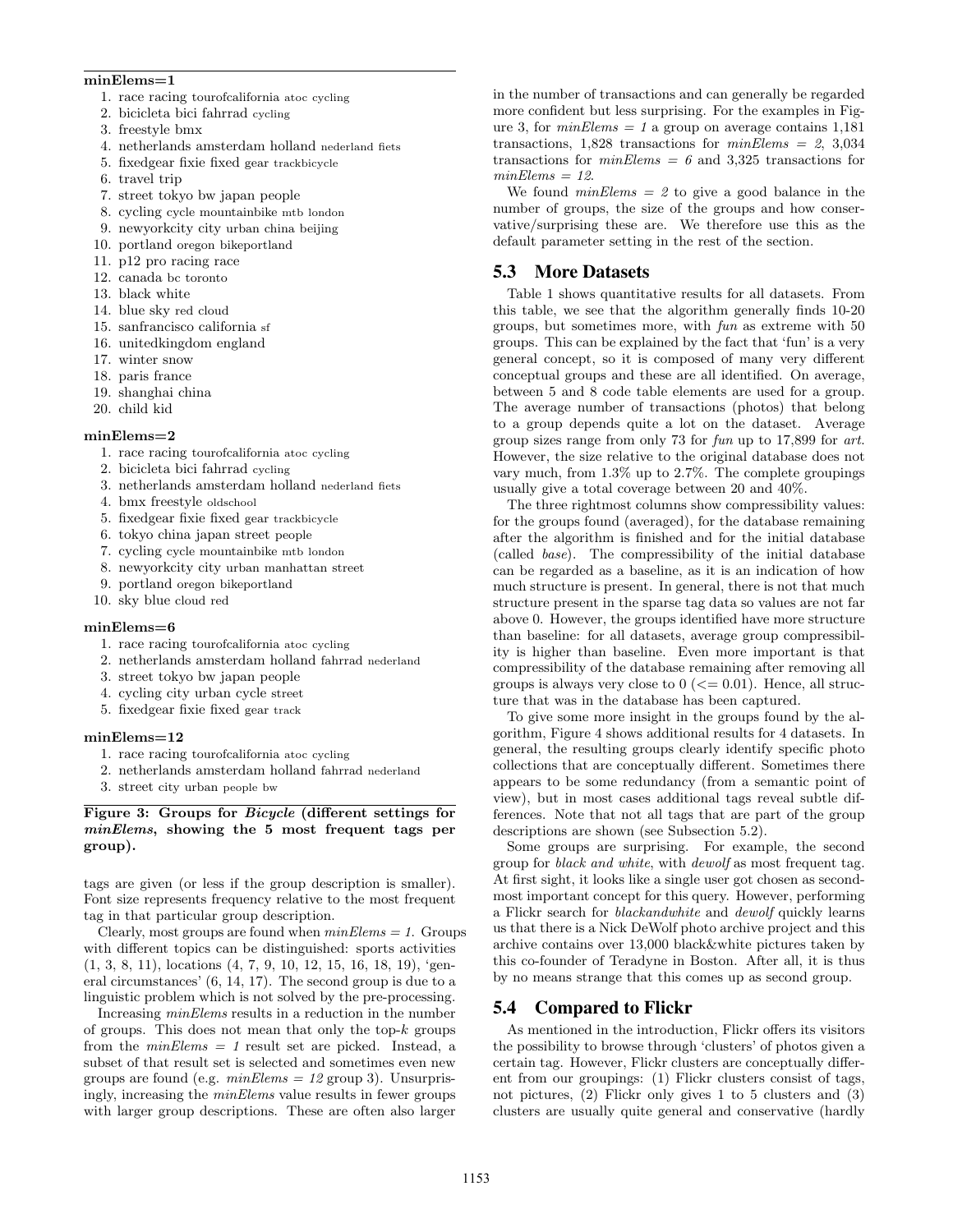**minElems=1**

1. race racing tourofcalifornia atoc cycling
2. bicicleta bici fahrrad cycling
3. freestyle bmx
4. netherlands amsterdam holland nederland fiets
5. fixedgear fixie fixed gear trackbicycle
6. travel trip
7. street tokyo bw japan people
8. cycling cycle mountainbike mtb london
9. newyorkcity city urban china beijing
10. portland oregon bikeportland
11. p12 pro racing race
12. canada bc toronto
13. black white
14. blue sky red cloud
15. sanfrancisco california sf
16. unitedkingdom england
17. winter snow
18. paris france
19. shanghai china
20. child kid

**minElems=2**

1. race racing tourofcalifornia atoc cycling
2. bicicleta bici fahrrad cycling
3. netherlands amsterdam holland nederland fiets
4. bmx freestyle oldschool
5. fixedgear fixie fixed gear trackbicycle
6. tokyo china japan street people
7. cycling cycle mountainbike mtb london
8. newyorkcity city urban manhattan street
9. portland oregon bikeportland
10. sky blue cloud red

**minElems=6**

1. race racing tourofcalifornia atoc cycling
2. netherlands amsterdam holland fahrrad nederland
3. street tokyo bw japan people
4. cycling city urban cycle street
5. fixedgear fixie fixed gear track

**minElems=12**

1. race racing tourofcalifornia atoc cycling
2. netherlands amsterdam holland fahrrad nederland
3. street city urban people bw

**Figure 3: Groups for *Bicycle* (different settings for *minElems*, showing the 5 most frequent tags per group).**

tags are given (or less if the group description is smaller). Font size represents frequency relative to the most frequent tag in that particular group description.

Clearly, most groups are found when *minElems = 1*. Groups with different topics can be distinguished: sports activities (1, 3, 8, 11), locations (4, 7, 9, 10, 12, 15, 16, 18, 19), 'general circumstances' (6, 14, 17). The second group is due to a linguistic problem which is not solved by the pre-processing.

Increasing *minElems* results in a reduction in the number of groups. This does not mean that only the top-$k$ groups from the *minElems = 1* result set are picked. Instead, a subset of that result set is selected and sometimes even new groups are found (e.g. *minElems = 12* group 3). Unsurprisingly, increasing the *minElems* value results in fewer groups with larger group descriptions. These are often also larger in the number of transactions and can generally be regarded more confident but less surprising. For the examples in Figure 3, for *minElems = 1* a group on average contains 1,181 transactions, 1,828 transactions for *minElems = 2*, 3,034 transactions for *minElems = 6* and 3,325 transactions for *minElems = 12*.

We found *minElems = 2* to give a good balance in the number of groups, the size of the groups and how conservative/surprising these are. We therefore use this as the default parameter setting in the rest of the section.

## 5.3 More Datasets

Table 1 shows quantitative results for all datasets. From this table, we see that the algorithm generally finds 10-20 groups, but sometimes more, with *fun* as extreme with 50 groups. This can be explained by the fact that 'fun' is a very general concept, so it is composed of many very different conceptual groups and these are all identified. On average, between 5 and 8 code table elements are used for a group. The average number of transactions (photos) that belong to a group depends quite a lot on the dataset. Average group sizes range from only 73 for *fun* up to 17,899 for *art*. However, the size relative to the original database does not vary much, from 1.3% up to 2.7%. The complete groupings usually give a total coverage between 20 and 40%.

The three rightmost columns show compressibility values: for the groups found (averaged), for the database remaining after the algorithm is finished and for the initial database (called *base*). The compressibility of the initial database can be regarded as a baseline, as it is an indication of how much structure is present. In general, there is not that much structure present in the sparse tag data so values are not far above 0. However, the groups identified have more structure than baseline: for all datasets, average group compressibility is higher than baseline. Even more important is that compressibility of the database remaining after removing all groups is always very close to 0 ($<= 0.01$). Hence, all structure that was in the database has been captured.

To give some more insight in the groups found by the algorithm, Figure 4 shows additional results for 4 datasets. In general, the resulting groups clearly identify specific photo collections that are conceptually different. Sometimes there appears to be some redundancy (from a semantic point of view), but in most cases additional tags reveal subtle differences. Note that not all tags that are part of the group descriptions are shown (see Subsection 5.2).

Some groups are surprising. For example, the second group for *black and white*, with *dewolf* as most frequent tag. At first sight, it looks like a single user got chosen as second-most important concept for this query. However, performing a Flickr search for *blackandwhite* and *dewolf* quickly learns us that there is a Nick DeWolf photo archive project and this archive contains over 13,000 black&white pictures taken by this co-founder of Teradyne in Boston. After all, it is thus by no means strange that this comes up as second group.

## 5.4 Compared to Flickr

As mentioned in the introduction, Flickr offers its visitors the possibility to browse through 'clusters' of photos given a certain tag. However, Flickr clusters are conceptually different from our groupings: (1) Flickr clusters consist of tags, not pictures, (2) Flickr only gives 1 to 5 clusters and (3) clusters are usually quite general and conservative (hardly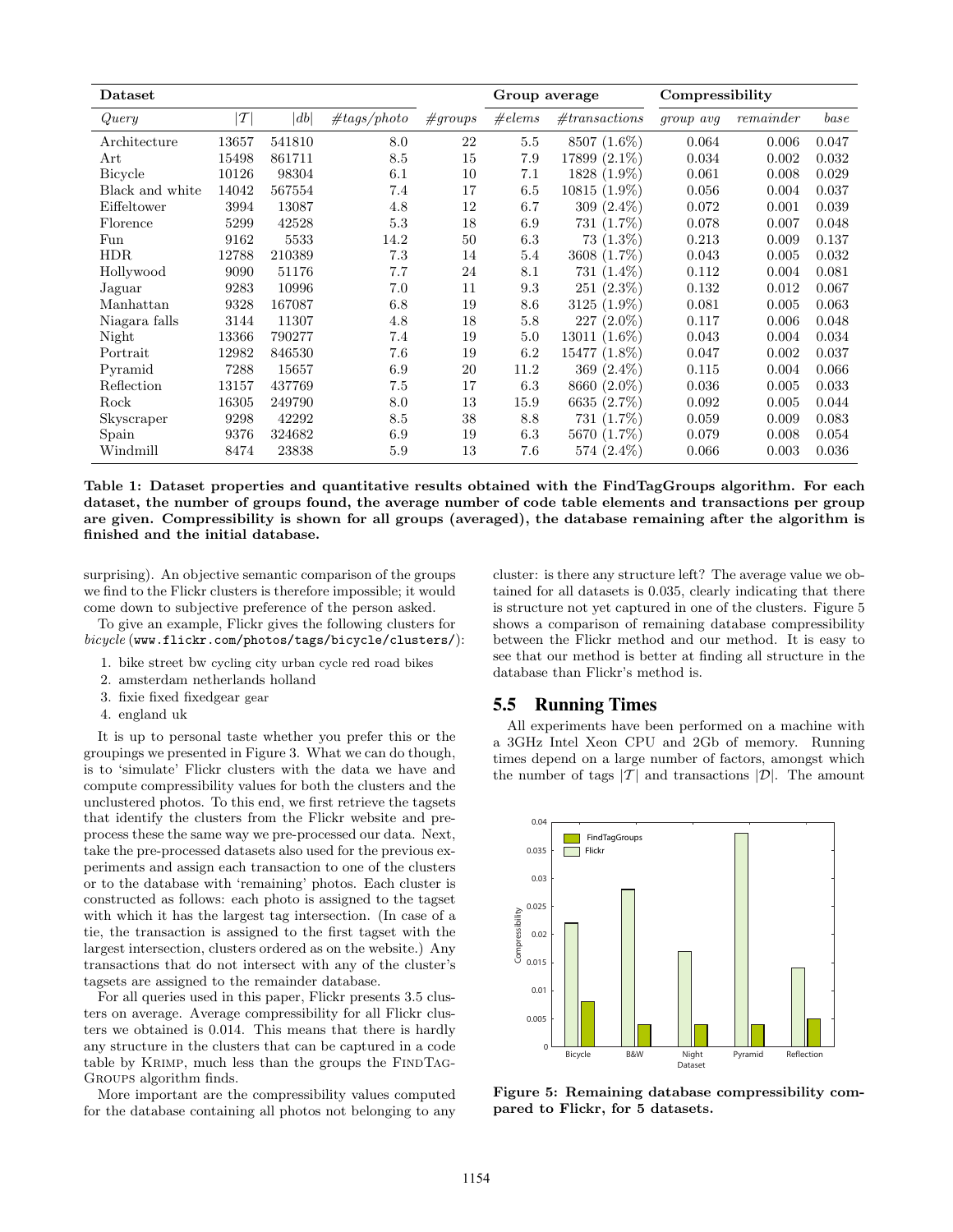| Dataset | | | | | Group average | | Compressibility | | |
|---|---|---|---|---|---|---|---|---|---|
| *Query* | $\|\mathcal{T}\|$ | $\|db\|$ | *#tags/photo* | *#groups* | *#elems* | *#transactions* | *group avg* | *remainder* | *base* |
| Architecture | 13657 | 541810 | 8.0 | 22 | 5.5 | 8507 (1.6%) | 0.064 | 0.006 | 0.047 |
| Art | 15498 | 861711 | 8.5 | 15 | 7.9 | 17899 (2.1%) | 0.034 | 0.002 | 0.032 |
| Bicycle | 10126 | 98304 | 6.1 | 10 | 7.1 | 1828 (1.9%) | 0.061 | 0.008 | 0.029 |
| Black and white | 14042 | 567554 | 7.4 | 17 | 6.5 | 10815 (1.9%) | 0.056 | 0.004 | 0.037 |
| Eiffeltower | 3994 | 13087 | 4.8 | 12 | 6.7 | 309 (2.4%) | 0.072 | 0.001 | 0.039 |
| Florence | 5299 | 42528 | 5.3 | 18 | 6.9 | 731 (1.7%) | 0.078 | 0.007 | 0.048 |
| Fun | 9162 | 5533 | 14.2 | 50 | 6.3 | 73 (1.3%) | 0.213 | 0.009 | 0.137 |
| HDR | 12788 | 210389 | 7.3 | 14 | 5.4 | 3608 (1.7%) | 0.043 | 0.005 | 0.032 |
| Hollywood | 9090 | 51176 | 7.7 | 24 | 8.1 | 731 (1.4%) | 0.112 | 0.004 | 0.081 |
| Jaguar | 9283 | 10996 | 7.0 | 11 | 9.3 | 251 (2.3%) | 0.132 | 0.012 | 0.067 |
| Manhattan | 9328 | 167087 | 6.8 | 19 | 8.6 | 3125 (1.9%) | 0.081 | 0.005 | 0.063 |
| Niagara falls | 3144 | 11307 | 4.8 | 18 | 5.8 | 227 (2.0%) | 0.117 | 0.006 | 0.048 |
| Night | 13366 | 790277 | 7.4 | 19 | 5.0 | 13011 (1.6%) | 0.043 | 0.004 | 0.034 |
| Portrait | 12982 | 846530 | 7.6 | 19 | 6.2 | 15477 (1.8%) | 0.047 | 0.002 | 0.037 |
| Pyramid | 7288 | 15657 | 6.9 | 20 | 11.2 | 369 (2.4%) | 0.115 | 0.004 | 0.066 |
| Reflection | 13157 | 437769 | 7.5 | 17 | 6.3 | 8660 (2.0%) | 0.036 | 0.005 | 0.033 |
| Rock | 16305 | 249790 | 8.0 | 13 | 15.9 | 6635 (2.7%) | 0.092 | 0.005 | 0.044 |
| Skyscraper | 9298 | 42292 | 8.5 | 38 | 8.8 | 731 (1.7%) | 0.059 | 0.009 | 0.083 |
| Spain | 9376 | 324682 | 6.9 | 19 | 6.3 | 5670 (1.7%) | 0.079 | 0.008 | 0.054 |
| Windmill | 8474 | 23838 | 5.9 | 13 | 7.6 | 574 (2.4%) | 0.066 | 0.003 | 0.036 |

**Table 1: Dataset properties and quantitative results obtained with the FindTagGroups algorithm. For each dataset, the number of groups found, the average number of code table elements and transactions per group are given. Compressibility is shown for all groups (averaged), the database remaining after the algorithm is finished and the initial database.**

surprising). An objective semantic comparison of the groups we find to the Flickr clusters is therefore impossible; it would come down to subjective preference of the person asked.

To give an example, Flickr gives the following clusters for *bicycle* (`www.flickr.com/photos/tags/bicycle/clusters/`):

1. bike street bw cycling city urban cycle red road bikes
2. amsterdam netherlands holland
3. fixie fixed fixedgear gear
4. england uk

It is up to personal taste whether you prefer this or the groupings we presented in Figure 3. What we can do though, is to 'simulate' Flickr clusters with the data we have and compute compressibility values for both the clusters and the unclustered photos. To this end, we first retrieve the tagsets that identify the clusters from the Flickr website and preprocess these the same way we pre-processed our data. Next, take the pre-processed datasets also used for the previous experiments and assign each transaction to one of the clusters or to the database with 'remaining' photos. Each cluster is constructed as follows: each photo is assigned to the tagset with which it has the largest tag intersection. (In case of a tie, the transaction is assigned to the first tagset with the largest intersection, clusters ordered as on the website.) Any transactions that do not intersect with any of the cluster's tagsets are assigned to the remainder database.

For all queries used in this paper, Flickr presents 3.5 clusters on average. Average compressibility for all Flickr clusters we obtained is 0.014. This means that there is hardly any structure in the clusters that can be captured in a code table by Krimp, much less than the groups the FindTagGroups algorithm finds.

More important are the compressibility values computed for the database containing all photos not belonging to any cluster: is there any structure left? The average value we obtained for all datasets is 0.035, clearly indicating that there is structure not yet captured in one of the clusters. Figure 5 shows a comparison of remaining database compressibility between the Flickr method and our method. It is easy to see that our method is better at finding all structure in the database than Flickr's method is.

## 5.5 Running Times

All experiments have been performed on a machine with a 3GHz Intel Xeon CPU and 2Gb of memory. Running times depend on a large number of factors, amongst which the number of tags $|\mathcal{T}|$ and transactions $|\mathcal{D}|$. The amount

**Figure 5: Remaining database compressibility compared to Flickr, for 5 datasets.**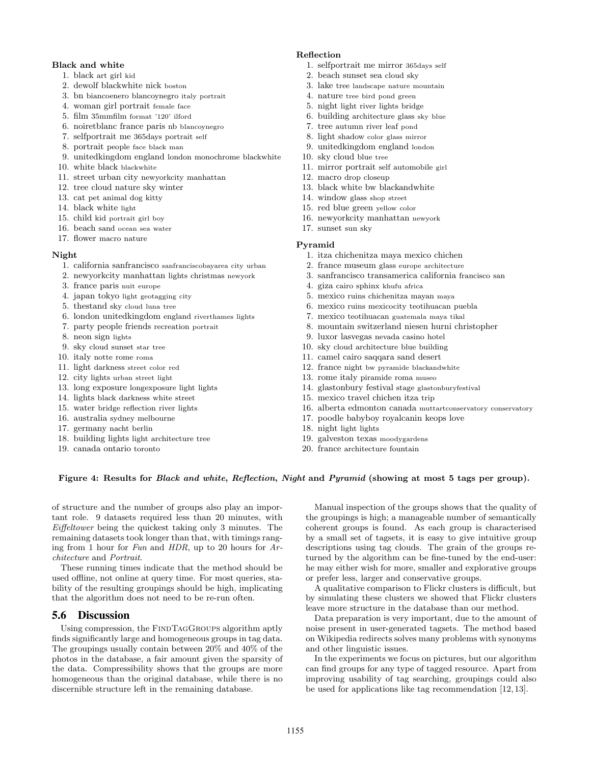**Black and white**

1. black art girl kid
2. dewolf blackwhite nick boston
3. bn biancoenero blancoynegro italy portrait
4. woman girl portrait female face
5. film 35mmfilm format '120' ilford
6. noiretblanc france paris nb blancoynegro
7. selfportrait me 365days portrait self
8. portrait people face black man
9. unitedkingdom england london monochrome blackwhite
10. white black blackwhite
11. street urban city newyorkcity manhattan
12. tree cloud nature sky winter
13. cat pet animal dog kitty
14. black white light
15. child kid portrait girl boy
16. beach sand ocean sea water
17. flower macro nature

**Night**

1. california sanfrancisco sanfranciscobayarea city urban
2. newyorkcity manhattan lights christmas newyork
3. france paris nuit europe
4. japan tokyo light geotagging city
5. thestand sky cloud luna tree
6. london unitedkingdom england riverthames lights
7. party people friends recreation portrait
8. neon sign lights
9. sky cloud sunset star tree
10. italy notte rome roma
11. light darkness street color red
12. city lights urban street light
13. long exposure longexposure light lights
14. lights black darkness white street
15. water bridge reflection river lights
16. australia sydney melbourne
17. germany nacht berlin
18. building lights light architecture tree
19. canada ontario toronto

**Reflection**

1. selfportrait me mirror 365days self
2. beach sunset sea cloud sky
3. lake tree landscape nature mountain
4. nature tree bird pond green
5. night light river lights bridge
6. building architecture glass sky blue
7. tree autumn river leaf pond
8. light shadow color glass mirror
9. unitedkingdom england london
10. sky cloud blue tree
11. mirror portrait self automobile girl
12. macro drop closeup
13. black white bw blackandwhite
14. window glass shop street
15. red blue green yellow color
16. newyorkcity manhattan newyork
17. sunset sun sky

**Pyramid**

1. itza chichenitza maya mexico chichen
2. france museum glass europe architecture
3. sanfrancisco transamerica california francisco san
4. giza cairo sphinx khufu africa
5. mexico ruins chichenitza mayan maya
6. mexico ruins mexicocity teotihuacan puebla
7. mexico teotihuacan guatemala maya tikal
8. mountain switzerland niesen hurni christopher
9. luxor lasvegas nevada casino hotel
10. sky cloud architecture blue building
11. camel cairo saqqara sand desert
12. france night bw pyramide blackandwhite
13. rome italy piramide roma museo
14. glastonbury festival stage glastonburyfestival
15. mexico travel chichen itza trip
16. alberta edmonton canada muttartconservatory conservatory
17. poodle babyboy royalcanin keops love
18. night light lights
19. galveston texas moodygardens
20. france architecture fountain

**Figure 4: Results for *Black and white*, *Reflection*, *Night* and *Pyramid* (showing at most 5 tags per group).**

of structure and the number of groups also play an important role. 9 datasets required less than 20 minutes, with *Eiffeltower* being the quickest taking only 3 minutes. The remaining datasets took longer than that, with timings ranging from 1 hour for *Fun* and *HDR*, up to 20 hours for *Architecture* and *Portrait*.

These running times indicate that the method should be used offline, not online at query time. For most queries, stability of the resulting groupings should be high, implicating that the algorithm does not need to be re-run often.

## 5.6 Discussion

Using compression, the FindTagGroups algorithm aptly finds significantly large and homogeneous groups in tag data. The groupings usually contain between 20% and 40% of the photos in the database, a fair amount given the sparsity of the data. Compressibility shows that the groups are more homogeneous than the original database, while there is no discernible structure left in the remaining database.

Manual inspection of the groups shows that the quality of the groupings is high; a manageable number of semantically coherent groups is found. As each group is characterised by a small set of tagsets, it is easy to give intuitive group descriptions using tag clouds. The grain of the groups returned by the algorithm can be fine-tuned by the end-user: he may either wish for more, smaller and explorative groups or prefer less, larger and conservative groups.

A qualitative comparison to Flickr clusters is difficult, but by simulating these clusters we showed that Flickr clusters leave more structure in the database than our method.

Data preparation is very important, due to the amount of noise present in user-generated tagsets. The method based on Wikipedia redirects solves many problems with synonyms and other linguistic issues.

In the experiments we focus on pictures, but our algorithm can find groups for any type of tagged resource. Apart from improving usability of tag searching, groupings could also be used for applications like tag recommendation [12, 13].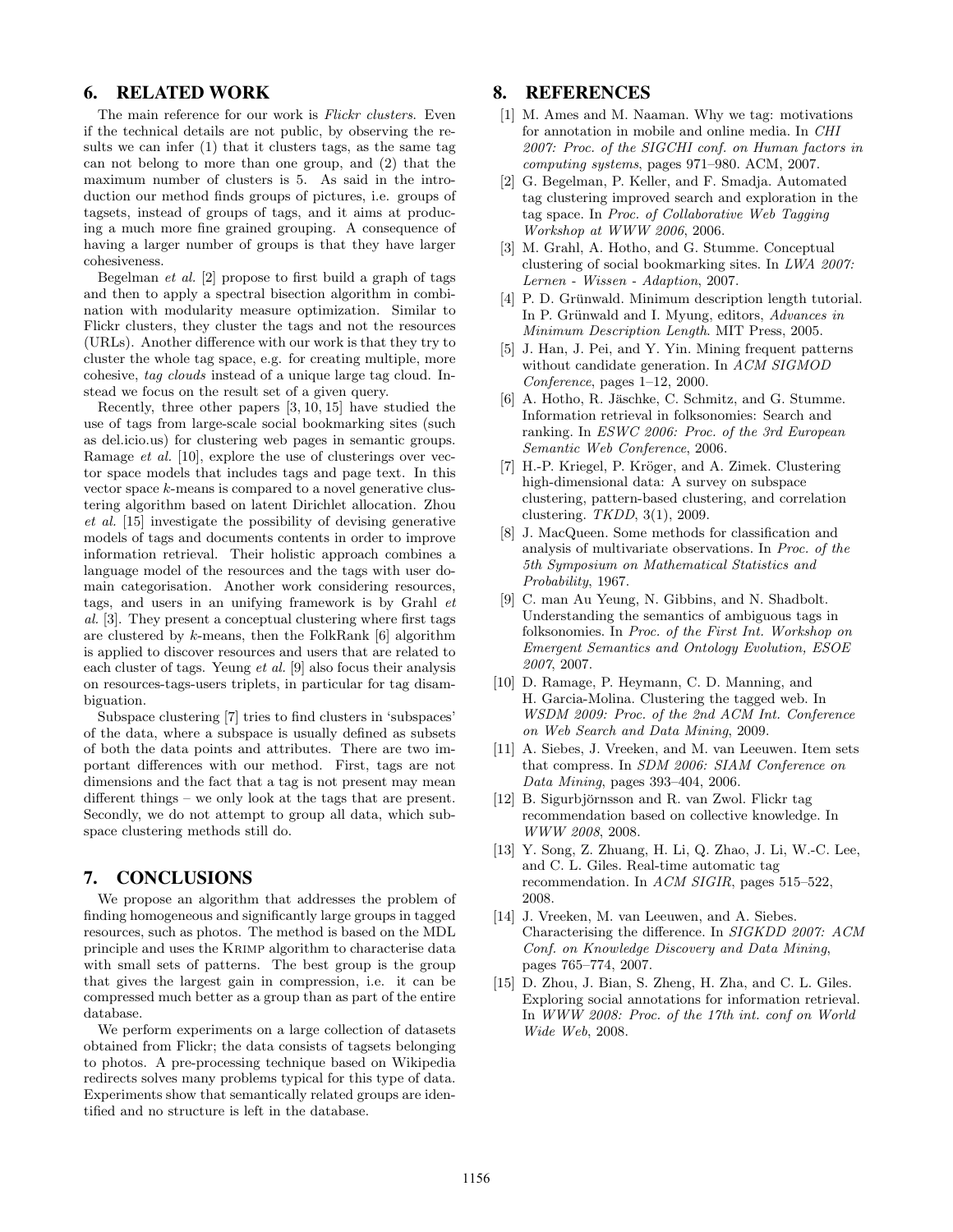## 6. RELATED WORK

The main reference for our work is *Flickr clusters*. Even if the technical details are not public, by observing the results we can infer (1) that it clusters tags, as the same tag can not belong to more than one group, and (2) that the maximum number of clusters is 5. As said in the introduction our method finds groups of pictures, i.e. groups of tagsets, instead of groups of tags, and it aims at producing a much more fine grained grouping. A consequence of having a larger number of groups is that they have larger cohesiveness.

Begelman *et al.* [2] propose to first build a graph of tags and then to apply a spectral bisection algorithm in combination with modularity measure optimization. Similar to Flickr clusters, they cluster the tags and not the resources (URLs). Another difference with our work is that they try to cluster the whole tag space, e.g. for creating multiple, more cohesive, *tag clouds* instead of a unique large tag cloud. Instead we focus on the result set of a given query.

Recently, three other papers [3, 10, 15] have studied the use of tags from large-scale social bookmarking sites (such as del.icio.us) for clustering web pages in semantic groups. Ramage *et al.* [10], explore the use of clusterings over vector space models that includes tags and page text. In this vector space $k$-means is compared to a novel generative clustering algorithm based on latent Dirichlet allocation. Zhou *et al.* [15] investigate the possibility of devising generative models of tags and documents contents in order to improve information retrieval. Their holistic approach combines a language model of the resources and the tags with user domain categorisation. Another work considering resources, tags, and users in an unifying framework is by Grahl *et al.* [3]. They present a conceptual clustering where first tags are clustered by $k$-means, then the FolkRank [6] algorithm is applied to discover resources and users that are related to each cluster of tags. Yeung *et al.* [9] also focus their analysis on resources-tags-users triplets, in particular for tag disambiguation.

Subspace clustering [7] tries to find clusters in 'subspaces' of the data, where a subspace is usually defined as subsets of both the data points and attributes. There are two important differences with our method. First, tags are not dimensions and the fact that a tag is not present may mean different things – we only look at the tags that are present. Secondly, we do not attempt to group all data, which subspace clustering methods still do.

## 7. CONCLUSIONS

We propose an algorithm that addresses the problem of finding homogeneous and significantly large groups in tagged resources, such as photos. The method is based on the MDL principle and uses the Krimp algorithm to characterise data with small sets of patterns. The best group is the group that gives the largest gain in compression, i.e. it can be compressed much better as a group than as part of the entire database.

We perform experiments on a large collection of datasets obtained from Flickr; the data consists of tagsets belonging to photos. A pre-processing technique based on Wikipedia redirects solves many problems typical for this type of data. Experiments show that semantically related groups are identified and no structure is left in the database.

## 8. REFERENCES

[1] M. Ames and M. Naaman. Why we tag: motivations for annotation in mobile and online media. In *CHI 2007: Proc. of the SIGCHI conf. on Human factors in computing systems*, pages 971–980. ACM, 2007.

[2] G. Begelman, P. Keller, and F. Smadja. Automated tag clustering improved search and exploration in the tag space. In *Proc. of Collaborative Web Tagging Workshop at WWW 2006*, 2006.

[3] M. Grahl, A. Hotho, and G. Stumme. Conceptual clustering of social bookmarking sites. In *LWA 2007: Lernen - Wissen - Adaption*, 2007.

[4] P. D. Grünwald. Minimum description length tutorial. In P. Grünwald and I. Myung, editors, *Advances in Minimum Description Length*. MIT Press, 2005.

[5] J. Han, J. Pei, and Y. Yin. Mining frequent patterns without candidate generation. In *ACM SIGMOD Conference*, pages 1–12, 2000.

[6] A. Hotho, R. Jäschke, C. Schmitz, and G. Stumme. Information retrieval in folksonomies: Search and ranking. In *ESWC 2006: Proc. of the 3rd European Semantic Web Conference*, 2006.

[7] H.-P. Kriegel, P. Kröger, and A. Zimek. Clustering high-dimensional data: A survey on subspace clustering, pattern-based clustering, and correlation clustering. *TKDD*, 3(1), 2009.

[8] J. MacQueen. Some methods for classification and analysis of multivariate observations. In *Proc. of the 5th Symposium on Mathematical Statistics and Probability*, 1967.

[9] C. man Au Yeung, N. Gibbins, and N. Shadbolt. Understanding the semantics of ambiguous tags in folksonomies. In *Proc. of the First Int. Workshop on Emergent Semantics and Ontology Evolution, ESOE 2007*, 2007.

[10] D. Ramage, P. Heymann, C. D. Manning, and H. Garcia-Molina. Clustering the tagged web. In *WSDM 2009: Proc. of the 2nd ACM Int. Conference on Web Search and Data Mining*, 2009.

[11] A. Siebes, J. Vreeken, and M. van Leeuwen. Item sets that compress. In *SDM 2006: SIAM Conference on Data Mining*, pages 393–404, 2006.

[12] B. Sigurbjörnsson and R. van Zwol. Flickr tag recommendation based on collective knowledge. In *WWW 2008*, 2008.

[13] Y. Song, Z. Zhuang, H. Li, Q. Zhao, J. Li, W.-C. Lee, and C. L. Giles. Real-time automatic tag recommendation. In *ACM SIGIR*, pages 515–522, 2008.

[14] J. Vreeken, M. van Leeuwen, and A. Siebes. Characterising the difference. In *SIGKDD 2007: ACM Conf. on Knowledge Discovery and Data Mining*, pages 765–774, 2007.

[15] D. Zhou, J. Bian, S. Zheng, H. Zha, and C. L. Giles. Exploring social annotations for information retrieval. In *WWW 2008: Proc. of the 17th int. conf on World Wide Web*, 2008.